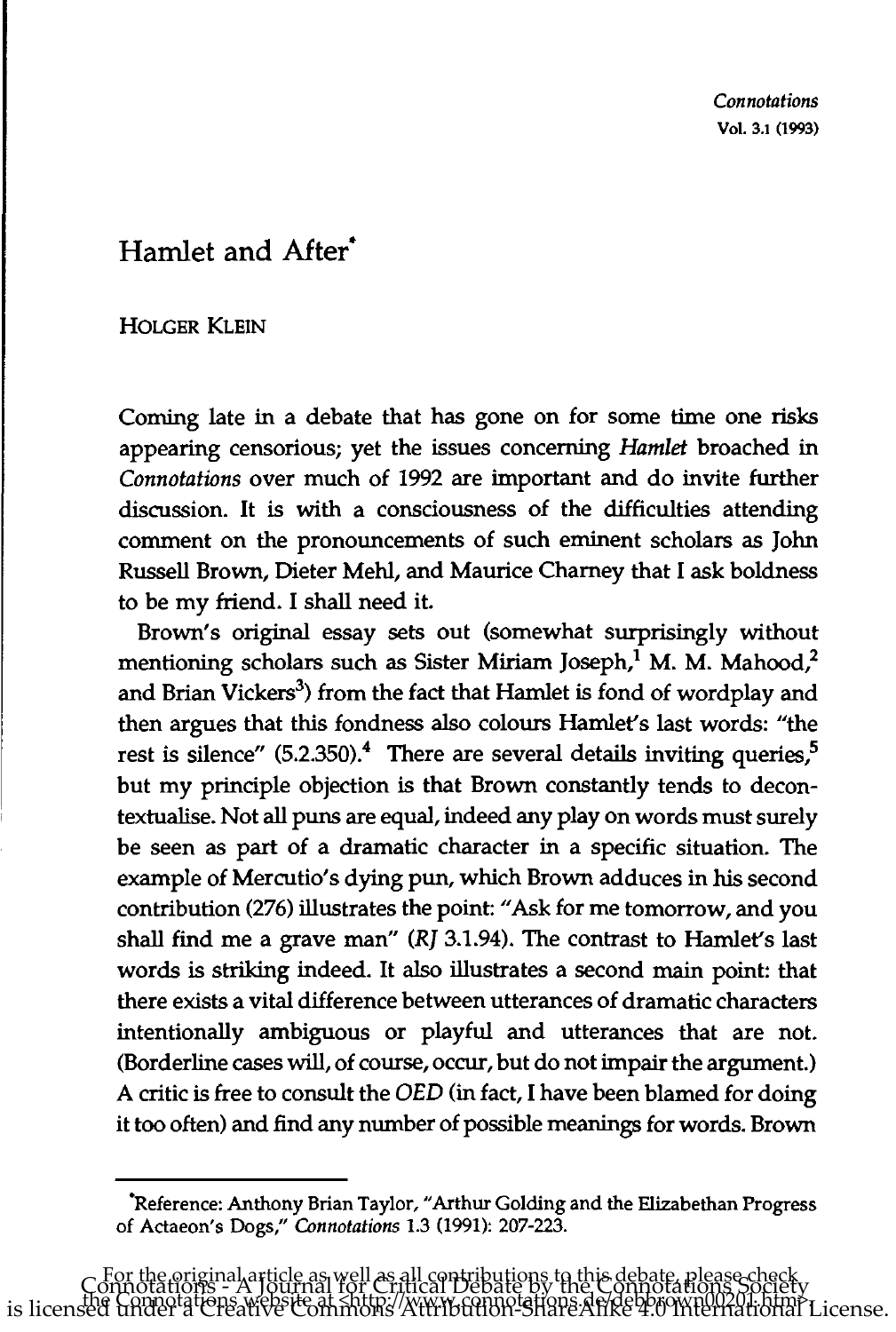# Hamlet and After*

HOLGER KLEIN

Coming late in a debate that has gone on for some time one risks appearing censorious; yet the issues concerning *Hamlet* broached in *Connotations* over much of 1992 are important and do invite further discussion. It is with a consciousness of the difficulties attending comment on the pronouncements of such eminent scholars as John Russell Brown, Dieter Mehl, and Maurice Charney that I ask boldness to be my friend. I shall need it.

Brown's original essay sets out (somewhat surprisingly without mentioning scholars such as Sister Miriam Joseph,[1] M. M. Mahood,[2] and Brian Vickers[3]) from the fact that Hamlet is fond of wordplay and then argues that this fondness also colours Hamlet's last words: "the rest is silence" (5.2.350).[4] There are several details inviting queries,[5] but my principle objection is that Brown constantly tends to decontextualise. Not all puns are equal, indeed any play on words must surely be seen as part of a dramatic character in a specific situation. The example of Mercutio's dying pun, which Brown adduces in his second contribution (276) illustrates the point: "Ask for me tomorrow, and you shall find me a grave man" (*RJ* 3.1.94). The contrast to Hamlet's last words is striking indeed. It also illustrates a second main point: that there exists a vital difference between utterances of dramatic characters intentionally ambiguous or playful and utterances that are not. (Borderline cases will, of course, occur, but do not impair the argument.) A critic is free to consult the *OED* (in fact, I have been blamed for doing it too often) and find any number of possible meanings for words. Brown

---

*Reference: Anthony Brian Taylor, "Arthur Golding and the Elizabethan Progress of Actaeon's Dogs," *Connotations* 1.3 (1991): 207-223.

For the original article as well as all contributions to this debate, please check the Connotations website at <http://www.connotations.de/debbrown00201.htm>.

Connotations - A Journal for Critical Debate by the Connotations Society is licensed under a Creative Commons Attribution-ShareAlike 4.0 International License.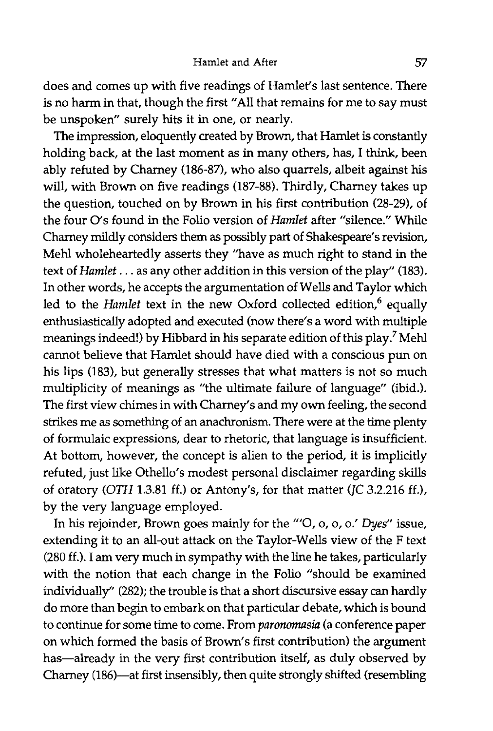does and comes up with five readings of Hamlet's last sentence. There is no harm in that, though the first "All that remains for me to say must be unspoken" surely hits it in one, or nearly.

The impression, eloquently created by Brown, that Hamlet is constantly holding back, at the last moment as in many others, has, I think, been ably refuted by Charney (186-87), who also quarrels, albeit against his will, with Brown on five readings (187-88). Thirdly, Charney takes up the question, touched on by Brown in his first contribution (28-29), of the four O's found in the Folio version of *Hamlet* after "silence." While Charney mildly considers them as possibly part of Shakespeare's revision, Mehl wholeheartedly asserts they "have as much right to stand in the text of *Hamlet* . . . as any other addition in this version of the play" (183). In other words, he accepts the argumentation of Wells and Taylor which led to the *Hamlet* text in the new Oxford collected edition,[6] equally enthusiastically adopted and executed (now there's a word with multiple meanings indeed!) by Hibbard in his separate edition of this play.[7] Mehl cannot believe that Hamlet should have died with a conscious pun on his lips (183), but generally stresses that what matters is not so much multiplicity of meanings as "the ultimate failure of language" (ibid.). The first view chimes in with Charney's and my own feeling, the second strikes me as something of an anachronism. There were at the time plenty of formulaic expressions, dear to rhetoric, that language is insufficient. At bottom, however, the concept is alien to the period, it is implicitly refuted, just like Othello's modest personal disclaimer regarding skills of oratory (*OTH* 1.3.81 ff.) or Antony's, for that matter (*JC* 3.2.216 ff.), by the very language employed.

In his rejoinder, Brown goes mainly for the "'O, o, o, o.' *Dyes*" issue, extending it to an all-out attack on the Taylor-Wells view of the F text (280 ff.). I am very much in sympathy with the line he takes, particularly with the notion that each change in the Folio "should be examined individually" (282); the trouble is that a short discursive essay can hardly do more than begin to embark on that particular debate, which is bound to continue for some time to come. From *paronomasia* (a conference paper on which formed the basis of Brown's first contribution) the argument has—already in the very first contribution itself, as duly observed by Charney (186)—at first insensibly, then quite strongly shifted (resembling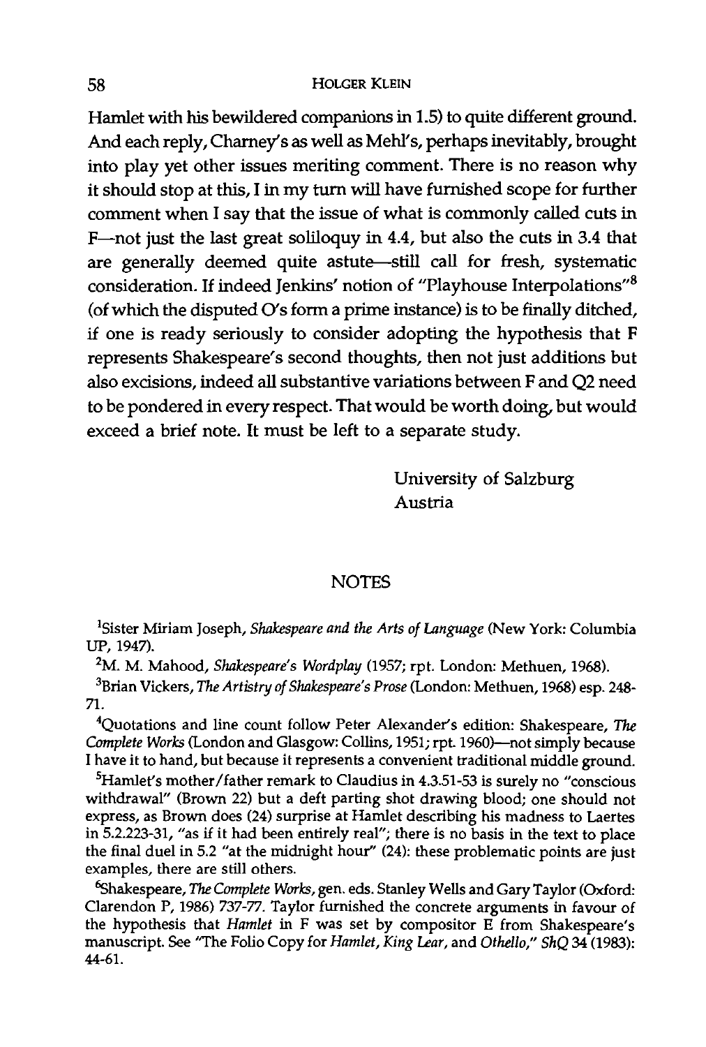Hamlet with his bewildered companions in 1.5) to quite different ground. And each reply, Charney's as well as Mehl's, perhaps inevitably, brought into play yet other issues meriting comment. There is no reason why it should stop at this, I in my turn will have furnished scope for further comment when I say that the issue of what is commonly called cuts in F—not just the last great soliloquy in 4.4, but also the cuts in 3.4 that are generally deemed quite astute—still call for fresh, systematic consideration. If indeed Jenkins' notion of "Playhouse Interpolations"[8] (of which the disputed O's form a prime instance) is to be finally ditched, if one is ready seriously to consider adopting the hypothesis that F represents Shakespeare's second thoughts, then not just additions but also excisions, indeed all substantive variations between F and Q2 need to be pondered in every respect. That would be worth doing, but would exceed a brief note. It must be left to a separate study.

University of Salzburg
Austria

## NOTES

[1]Sister Miriam Joseph, *Shakespeare and the Arts of Language* (New York: Columbia UP, 1947).

[2]M. M. Mahood, *Shakespeare's Wordplay* (1957; rpt. London: Methuen, 1968).

[3]Brian Vickers, *The Artistry of Shakespeare's Prose* (London: Methuen, 1968) esp. 248-71.

[4]Quotations and line count follow Peter Alexander's edition: Shakespeare, *The Complete Works* (London and Glasgow: Collins, 1951; rpt. 1960)—not simply because I have it to hand, but because it represents a convenient traditional middle ground.

[5]Hamlet's mother/father remark to Claudius in 4.3.51-53 is surely no "conscious withdrawal" (Brown 22) but a deft parting shot drawing blood; one should not express, as Brown does (24) surprise at Hamlet describing his madness to Laertes in 5.2.223-31, "as if it had been entirely real"; there is no basis in the text to place the final duel in 5.2 "at the midnight hour" (24): these problematic points are just examples, there are still others.

[6]Shakespeare, *The Complete Works*, gen. eds. Stanley Wells and Gary Taylor (Oxford: Clarendon P, 1986) 737-77. Taylor furnished the concrete arguments in favour of the hypothesis that *Hamlet* in F was set by compositor E from Shakespeare's manuscript. See "The Folio Copy for *Hamlet, King Lear*, and *Othello*," *ShQ* 34 (1983): 44-61.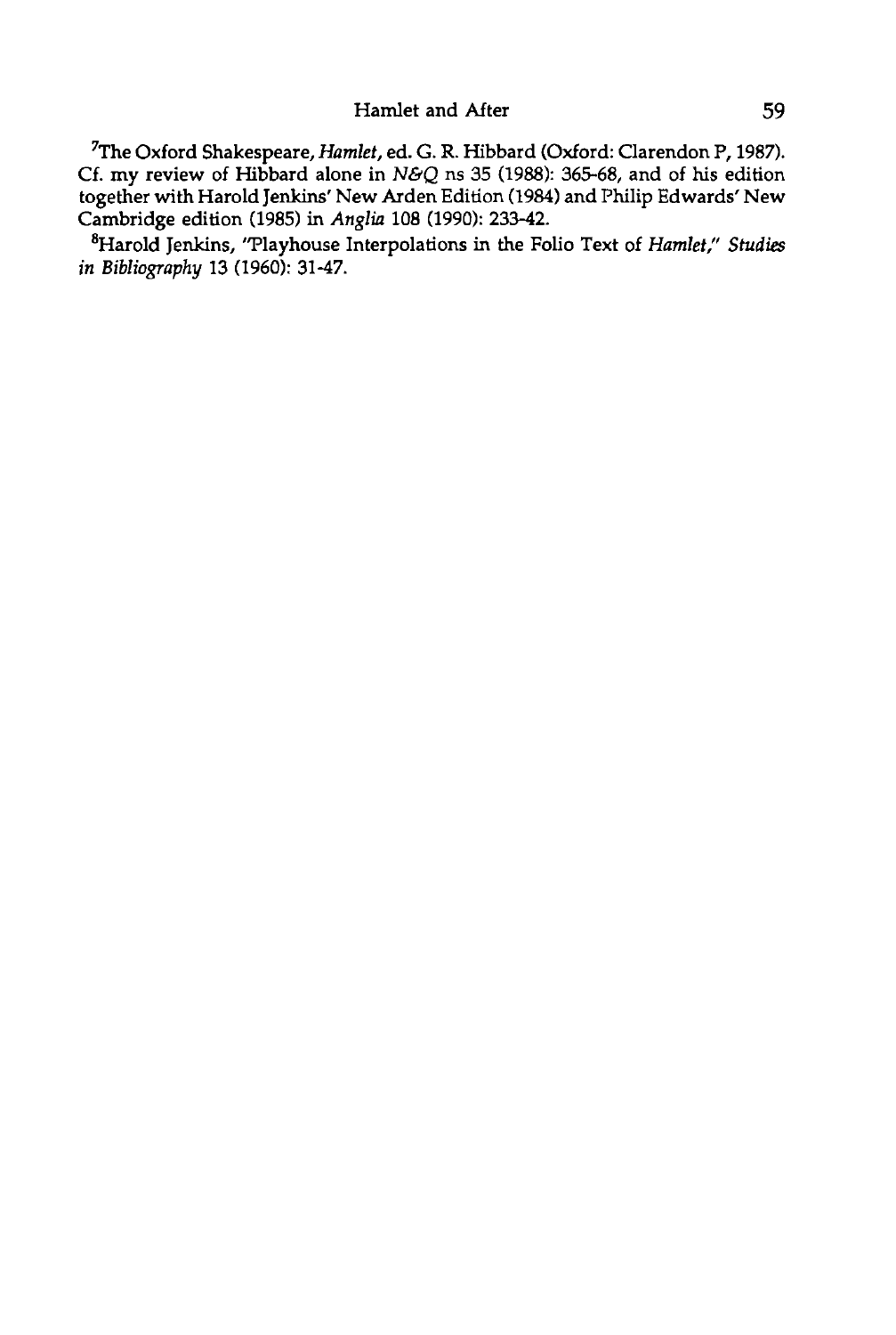[7]The Oxford Shakespeare, *Hamlet*, ed. G. R. Hibbard (Oxford: Clarendon P, 1987). Cf. my review of Hibbard alone in *N&Q* ns 35 (1988): 365-68, and of his edition together with Harold Jenkins' New Arden Edition (1984) and Philip Edwards' New Cambridge edition (1985) in *Anglia* 108 (1990): 233-42.

[8]Harold Jenkins, "Playhouse Interpolations in the Folio Text of *Hamlet*," *Studies in Bibliography* 13 (1960): 31-47.